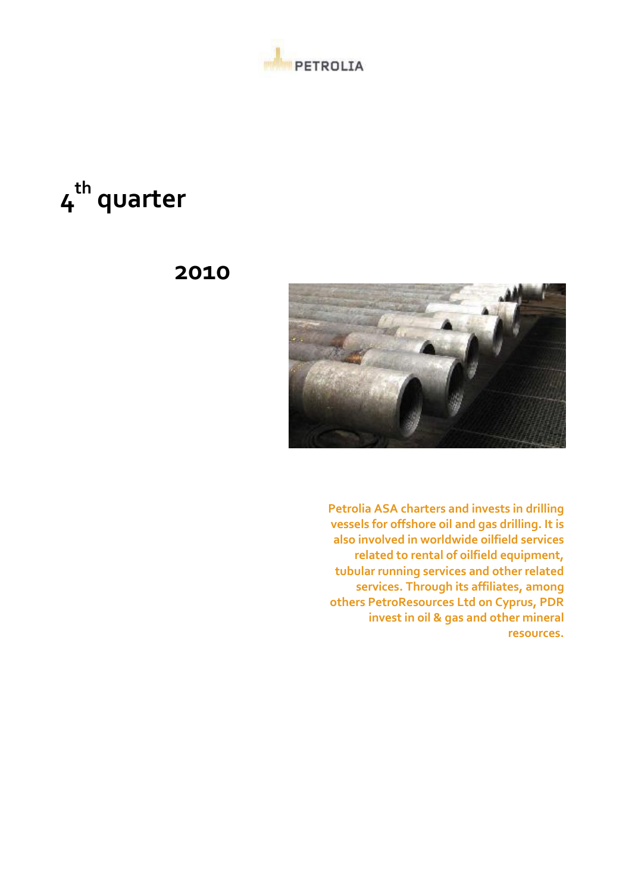PETROLIA

# 4th quarter

# 2010

**Petrolia ASA charters and invests in drilling vessels for offshore oil and gas drilling. It is also involved in worldwide oilfield services related to rental of oilfield equipment, tubular running services and other related services. Through its affiliates, among others PetroResources Ltd on Cyprus, PDR invest in oil & gas and other mineral resources.**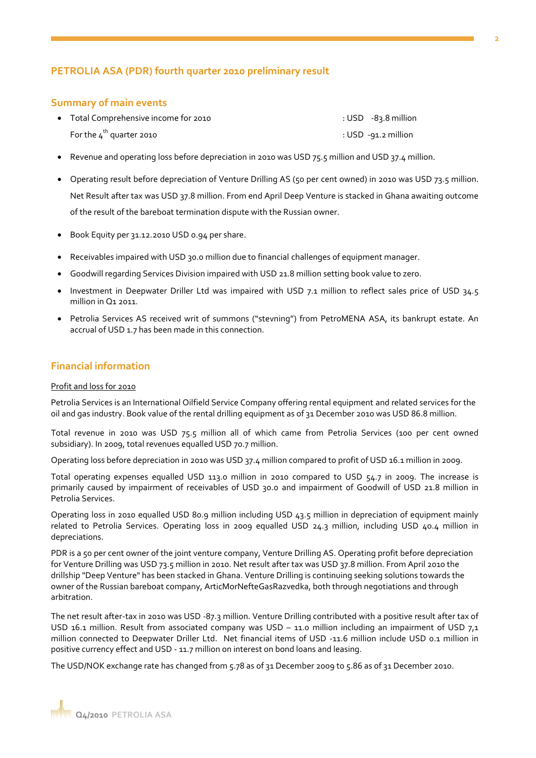# PETROLIA ASA (PDR) fourth quarter 2010 preliminary result

## Summary of main events

- Total Comprehensive income for 2010 : USD -83.8 million
  For the 4th quarter 2010 : USD -91.2 million
- Revenue and operating loss before depreciation in 2010 was USD 75.5 million and USD 37.4 million.
- Operating result before depreciation of Venture Drilling AS (50 per cent owned) in 2010 was USD 73.5 million. Net Result after tax was USD 37.8 million. From end April Deep Venture is stacked in Ghana awaiting outcome of the result of the bareboat termination dispute with the Russian owner.
- Book Equity per 31.12.2010 USD 0.94 per share.
- Receivables impaired with USD 30.0 million due to financial challenges of equipment manager.
- Goodwill regarding Services Division impaired with USD 21.8 million setting book value to zero.
- Investment in Deepwater Driller Ltd was impaired with USD 7.1 million to reflect sales price of USD 34.5 million in Q1 2011.
- Petrolia Services AS received writ of summons ("stevning") from PetroMENA ASA, its bankrupt estate. An accrual of USD 1.7 has been made in this connection.

## Financial information

Profit and loss for 2010

Petrolia Services is an International Oilfield Service Company offering rental equipment and related services for the oil and gas industry. Book value of the rental drilling equipment as of 31 December 2010 was USD 86.8 million.

Total revenue in 2010 was USD 75.5 million all of which came from Petrolia Services (100 per cent owned subsidiary). In 2009, total revenues equalled USD 70.7 million.

Operating loss before depreciation in 2010 was USD 37.4 million compared to profit of USD 16.1 million in 2009.

Total operating expenses equalled USD 113.0 million in 2010 compared to USD 54.7 in 2009. The increase is primarily caused by impairment of receivables of USD 30.0 and impairment of Goodwill of USD 21.8 million in Petrolia Services.

Operating loss in 2010 equalled USD 80.9 million including USD 43.5 million in depreciation of equipment mainly related to Petrolia Services. Operating loss in 2009 equalled USD 24.3 million, including USD 40.4 million in depreciations.

PDR is a 50 per cent owner of the joint venture company, Venture Drilling AS. Operating profit before depreciation for Venture Drilling was USD 73.5 million in 2010. Net result after tax was USD 37.8 million. From April 2010 the drillship "Deep Venture" has been stacked in Ghana. Venture Drilling is continuing seeking solutions towards the owner of the Russian bareboat company, ArticMorNefteGasRazvedka, both through negotiations and through arbitration.

The net result after-tax in 2010 was USD -87.3 million. Venture Drilling contributed with a positive result after tax of USD 16.1 million. Result from associated company was USD – 11.0 million including an impairment of USD 7,1 million connected to Deepwater Driller Ltd. Net financial items of USD -11.6 million include USD 0.1 million in positive currency effect and USD - 11.7 million on interest on bond loans and leasing.

The USD/NOK exchange rate has changed from 5.78 as of 31 December 2009 to 5.86 as of 31 December 2010.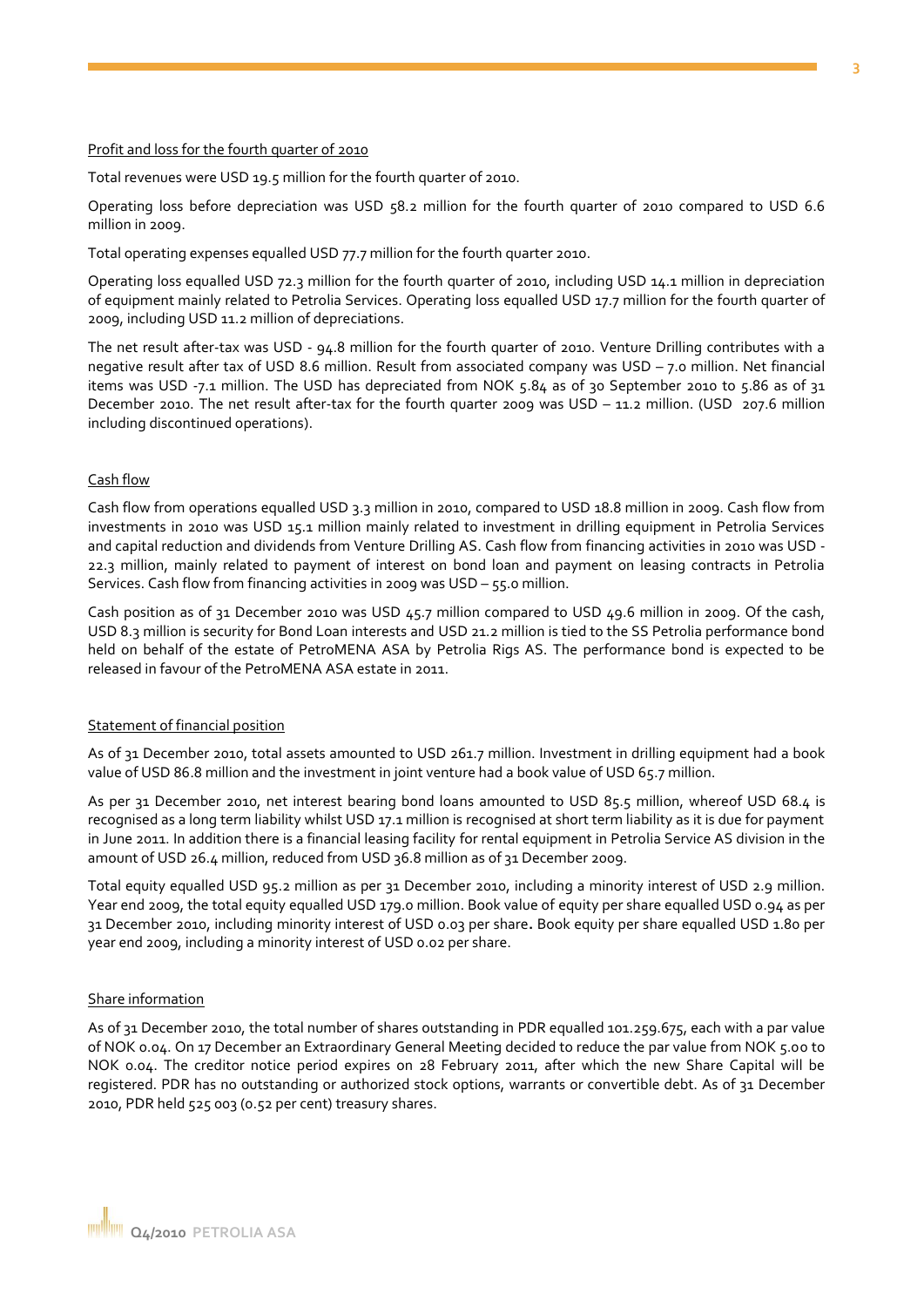## Profit and loss for the fourth quarter of 2010

Total revenues were USD 19.5 million for the fourth quarter of 2010.

Operating loss before depreciation was USD 58.2 million for the fourth quarter of 2010 compared to USD 6.6 million in 2009.

Total operating expenses equalled USD 77.7 million for the fourth quarter 2010.

Operating loss equalled USD 72.3 million for the fourth quarter of 2010, including USD 14.1 million in depreciation of equipment mainly related to Petrolia Services. Operating loss equalled USD 17.7 million for the fourth quarter of 2009, including USD 11.2 million of depreciations.

The net result after-tax was USD - 94.8 million for the fourth quarter of 2010. Venture Drilling contributes with a negative result after tax of USD 8.6 million. Result from associated company was USD – 7.0 million. Net financial items was USD -7.1 million. The USD has depreciated from NOK 5.84 as of 30 September 2010 to 5.86 as of 31 December 2010. The net result after-tax for the fourth quarter 2009 was USD – 11.2 million. (USD 207.6 million including discontinued operations).

## Cash flow

Cash flow from operations equalled USD 3.3 million in 2010, compared to USD 18.8 million in 2009. Cash flow from investments in 2010 was USD 15.1 million mainly related to investment in drilling equipment in Petrolia Services and capital reduction and dividends from Venture Drilling AS. Cash flow from financing activities in 2010 was USD - 22.3 million, mainly related to payment of interest on bond loan and payment on leasing contracts in Petrolia Services. Cash flow from financing activities in 2009 was USD – 55.0 million.

Cash position as of 31 December 2010 was USD 45.7 million compared to USD 49.6 million in 2009. Of the cash, USD 8.3 million is security for Bond Loan interests and USD 21.2 million is tied to the SS Petrolia performance bond held on behalf of the estate of PetroMENA ASA by Petrolia Rigs AS. The performance bond is expected to be released in favour of the PetroMENA ASA estate in 2011.

## Statement of financial position

As of 31 December 2010, total assets amounted to USD 261.7 million. Investment in drilling equipment had a book value of USD 86.8 million and the investment in joint venture had a book value of USD 65.7 million.

As per 31 December 2010, net interest bearing bond loans amounted to USD 85.5 million, whereof USD 68.4 is recognised as a long term liability whilst USD 17.1 million is recognised at short term liability as it is due for payment in June 2011. In addition there is a financial leasing facility for rental equipment in Petrolia Service AS division in the amount of USD 26.4 million, reduced from USD 36.8 million as of 31 December 2009.

Total equity equalled USD 95.2 million as per 31 December 2010, including a minority interest of USD 2.9 million. Year end 2009, the total equity equalled USD 179.0 million. Book value of equity per share equalled USD 0.94 as per 31 December 2010, including minority interest of USD 0.03 per share. Book equity per share equalled USD 1.80 per year end 2009, including a minority interest of USD 0.02 per share.

## Share information

As of 31 December 2010, the total number of shares outstanding in PDR equalled 101.259.675, each with a par value of NOK 0.04. On 17 December an Extraordinary General Meeting decided to reduce the par value from NOK 5.00 to NOK 0.04. The creditor notice period expires on 28 February 2011, after which the new Share Capital will be registered. PDR has no outstanding or authorized stock options, warrants or convertible debt. As of 31 December 2010, PDR held 525 003 (0.52 per cent) treasury shares.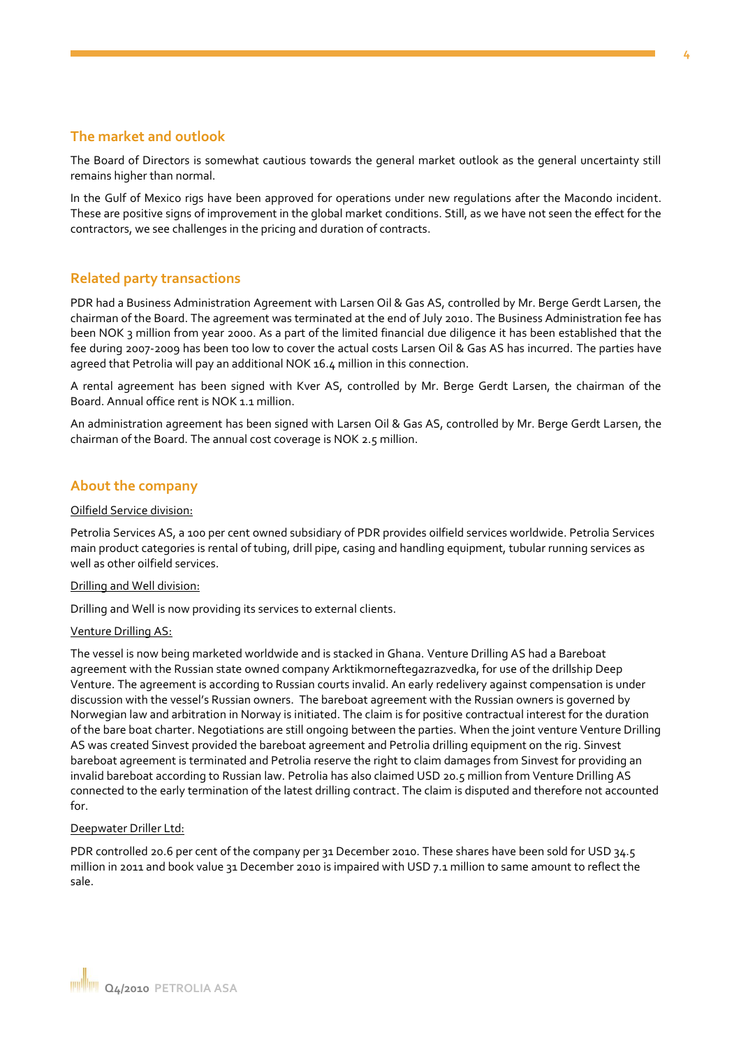## The market and outlook

The Board of Directors is somewhat cautious towards the general market outlook as the general uncertainty still remains higher than normal.

In the Gulf of Mexico rigs have been approved for operations under new regulations after the Macondo incident. These are positive signs of improvement in the global market conditions. Still, as we have not seen the effect for the contractors, we see challenges in the pricing and duration of contracts.

## Related party transactions

PDR had a Business Administration Agreement with Larsen Oil & Gas AS, controlled by Mr. Berge Gerdt Larsen, the chairman of the Board. The agreement was terminated at the end of July 2010. The Business Administration fee has been NOK 3 million from year 2000. As a part of the limited financial due diligence it has been established that the fee during 2007-2009 has been too low to cover the actual costs Larsen Oil & Gas AS has incurred. The parties have agreed that Petrolia will pay an additional NOK 16.4 million in this connection.

A rental agreement has been signed with Kver AS, controlled by Mr. Berge Gerdt Larsen, the chairman of the Board. Annual office rent is NOK 1.1 million.

An administration agreement has been signed with Larsen Oil & Gas AS, controlled by Mr. Berge Gerdt Larsen, the chairman of the Board. The annual cost coverage is NOK 2.5 million.

## About the company

Oilfield Service division:

Petrolia Services AS, a 100 per cent owned subsidiary of PDR provides oilfield services worldwide. Petrolia Services main product categories is rental of tubing, drill pipe, casing and handling equipment, tubular running services as well as other oilfield services.

Drilling and Well division:

Drilling and Well is now providing its services to external clients.

Venture Drilling AS:

The vessel is now being marketed worldwide and is stacked in Ghana. Venture Drilling AS had a Bareboat agreement with the Russian state owned company Arktikmorneftegazrazvedka, for use of the drillship Deep Venture. The agreement is according to Russian courts invalid. An early redelivery against compensation is under discussion with the vessel's Russian owners. The bareboat agreement with the Russian owners is governed by Norwegian law and arbitration in Norway is initiated. The claim is for positive contractual interest for the duration of the bare boat charter. Negotiations are still ongoing between the parties. When the joint venture Venture Drilling AS was created Sinvest provided the bareboat agreement and Petrolia drilling equipment on the rig. Sinvest bareboat agreement is terminated and Petrolia reserve the right to claim damages from Sinvest for providing an invalid bareboat according to Russian law. Petrolia has also claimed USD 20.5 million from Venture Drilling AS connected to the early termination of the latest drilling contract. The claim is disputed and therefore not accounted for.

Deepwater Driller Ltd:

PDR controlled 20.6 per cent of the company per 31 December 2010. These shares have been sold for USD 34.5 million in 2011 and book value 31 December 2010 is impaired with USD 7.1 million to same amount to reflect the sale.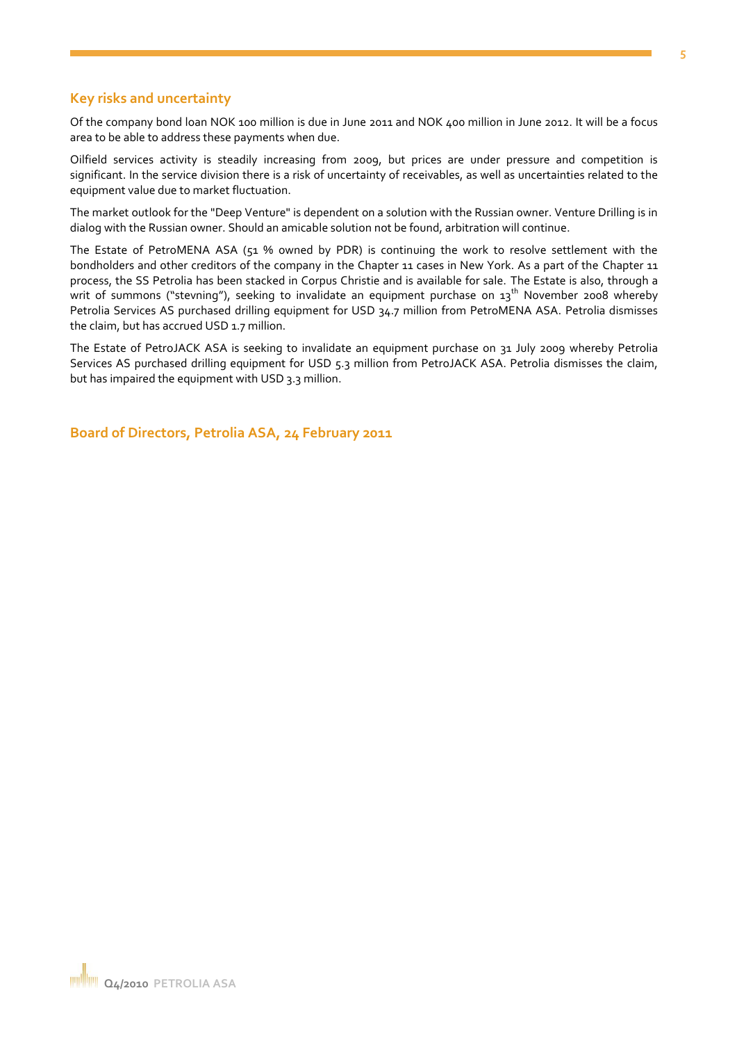## Key risks and uncertainty

Of the company bond loan NOK 100 million is due in June 2011 and NOK 400 million in June 2012. It will be a focus area to be able to address these payments when due.

Oilfield services activity is steadily increasing from 2009, but prices are under pressure and competition is significant. In the service division there is a risk of uncertainty of receivables, as well as uncertainties related to the equipment value due to market fluctuation.

The market outlook for the "Deep Venture" is dependent on a solution with the Russian owner. Venture Drilling is in dialog with the Russian owner. Should an amicable solution not be found, arbitration will continue.

The Estate of PetroMENA ASA (51 % owned by PDR) is continuing the work to resolve settlement with the bondholders and other creditors of the company in the Chapter 11 cases in New York. As a part of the Chapter 11 process, the SS Petrolia has been stacked in Corpus Christie and is available for sale. The Estate is also, through a writ of summons ("stevning"), seeking to invalidate an equipment purchase on 13th November 2008 whereby Petrolia Services AS purchased drilling equipment for USD 34.7 million from PetroMENA ASA. Petrolia dismisses the claim, but has accrued USD 1.7 million.

The Estate of PetroJACK ASA is seeking to invalidate an equipment purchase on 31 July 2009 whereby Petrolia Services AS purchased drilling equipment for USD 5.3 million from PetroJACK ASA. Petrolia dismisses the claim, but has impaired the equipment with USD 3.3 million.

## Board of Directors, Petrolia ASA, 24 February 2011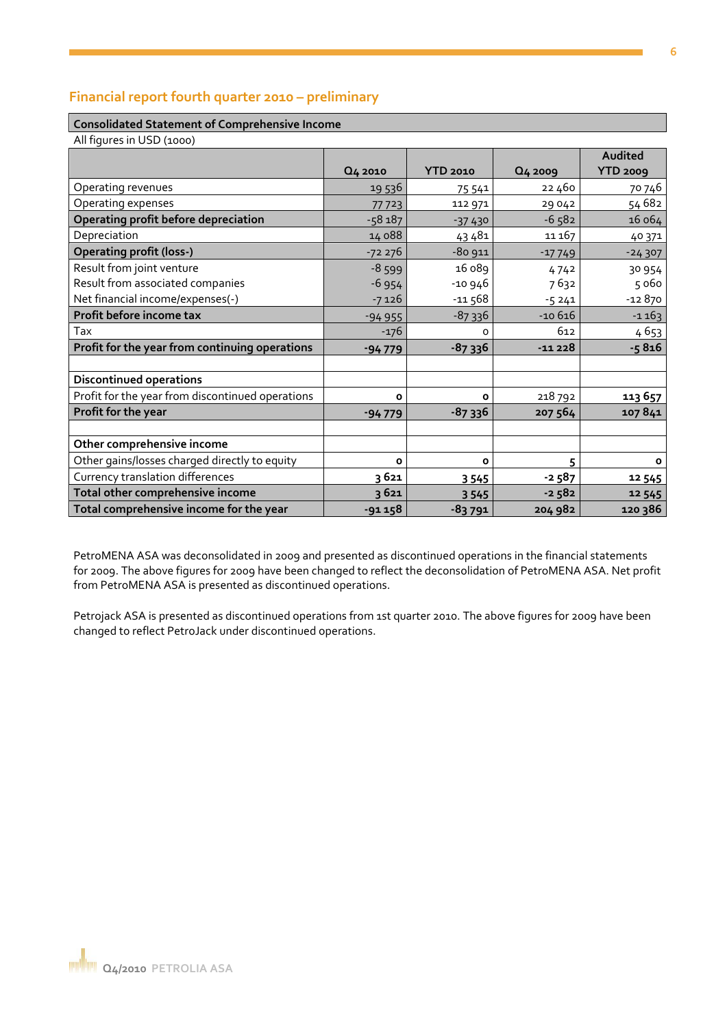## Financial report fourth quarter 2010 – preliminary

**Consolidated Statement of Comprehensive Income**

All figures in USD (1000)

| | Q4 2010 | YTD 2010 | Q4 2009 | Audited YTD 2009 |
|---|---|---|---|---|
| Operating revenues | 19 536 | 75 541 | 22 460 | 70 746 |
| Operating expenses | 77 723 | 112 971 | 29 042 | 54 682 |
| **Operating profit before depreciation** | -58 187 | -37 430 | -6 582 | 16 064 |
| Depreciation | 14 088 | 43 481 | 11 167 | 40 371 |
| **Operating profit (loss-)** | -72 276 | -80 911 | -17 749 | -24 307 |
| Result from joint venture | -8 599 | 16 089 | 4 742 | 30 954 |
| Result from associated companies | -6 954 | -10 946 | 7 632 | 5 060 |
| Net financial income/expenses(-) | -7 126 | -11 568 | -5 241 | -12 870 |
| **Profit before income tax** | -94 955 | -87 336 | -10 616 | -1 163 |
| Tax | -176 | 0 | 612 | 4 653 |
| **Profit for the year from continuing operations** | **-94 779** | **-87 336** | **-11 228** | **-5 816** |
| | | | | |
| **Discontinued operations** | | | | |
| Profit for the year from discontinued operations | **0** | **0** | 218 792 | **113 657** |
| **Profit for the year** | **-94 779** | **-87 336** | **207 564** | **107 841** |
| | | | | |
| **Other comprehensive income** | | | | |
| Other gains/losses charged directly to equity | **0** | **0** | **5** | **0** |
| Currency translation differences | **3 621** | **3 545** | **-2 587** | **12 545** |
| **Total other comprehensive income** | **3 621** | **3 545** | **-2 582** | **12 545** |
| **Total comprehensive income for the year** | **-91 158** | **-83 791** | **204 982** | **120 386** |

PetroMENA ASA was deconsolidated in 2009 and presented as discontinued operations in the financial statements for 2009. The above figures for 2009 have been changed to reflect the deconsolidation of PetroMENA ASA. Net profit from PetroMENA ASA is presented as discontinued operations.

Petrojack ASA is presented as discontinued operations from 1st quarter 2010. The above figures for 2009 have been changed to reflect PetroJack under discontinued operations.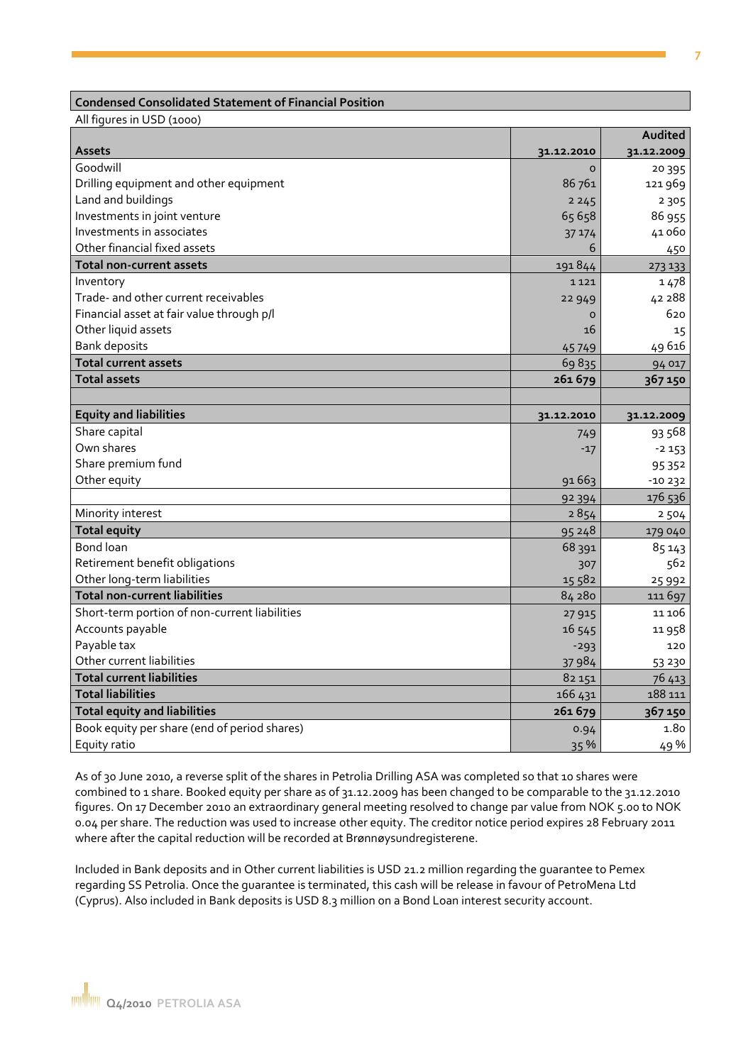## Condensed Consolidated Statement of Financial Position

All figures in USD (1000)

| Assets | 31.12.2010 | Audited 31.12.2009 |
|---|---|---|
| Goodwill | 0 | 20 395 |
| Drilling equipment and other equipment | 86 761 | 121 969 |
| Land and buildings | 2 245 | 2 305 |
| Investments in joint venture | 65 658 | 86 955 |
| Investments in associates | 37 174 | 41 060 |
| Other financial fixed assets | 6 | 450 |
| **Total non-current assets** | 191 844 | 273 133 |
| Inventory | 1 121 | 1 478 |
| Trade- and other current receivables | 22 949 | 42 288 |
| Financial asset at fair value through p/l | 0 | 620 |
| Other liquid assets | 16 | 15 |
| Bank deposits | 45 749 | 49 616 |
| **Total current assets** | 69 835 | 94 017 |
| **Total assets** | **261 679** | **367 150** |
| | | |
| **Equity and liabilities** | **31.12.2010** | **31.12.2009** |
| Share capital | 749 | 93 568 |
| Own shares | -17 | -2 153 |
| Share premium fund | | 95 352 |
| Other equity | 91 663 | -10 232 |
| | 92 394 | 176 536 |
| Minority interest | 2 854 | 2 504 |
| **Total equity** | 95 248 | 179 040 |
| Bond loan | 68 391 | 85 143 |
| Retirement benefit obligations | 307 | 562 |
| Other long-term liabilities | 15 582 | 25 992 |
| **Total non-current liabilities** | 84 280 | 111 697 |
| Short-term portion of non-current liabilities | 27 915 | 11 106 |
| Accounts payable | 16 545 | 11 958 |
| Payable tax | -293 | 120 |
| Other current liabilities | 37 984 | 53 230 |
| **Total current liabilities** | 82 151 | 76 413 |
| **Total liabilities** | 166 431 | 188 111 |
| **Total equity and liabilities** | **261 679** | **367 150** |
| Book equity per share (end of period shares) | 0.94 | 1.80 |
| Equity ratio | 35 % | 49 % |

As of 30 June 2010, a reverse split of the shares in Petrolia Drilling ASA was completed so that 10 shares were combined to 1 share. Booked equity per share as of 31.12.2009 has been changed to be comparable to the 31.12.2010 figures. On 17 December 2010 an extraordinary general meeting resolved to change par value from NOK 5.00 to NOK 0.04 per share. The reduction was used to increase other equity. The creditor notice period expires 28 February 2011 where after the capital reduction will be recorded at Brønnøysundregisterene.

Included in Bank deposits and in Other current liabilities is USD 21.2 million regarding the guarantee to Pemex regarding SS Petrolia. Once the guarantee is terminated, this cash will be release in favour of PetroMena Ltd (Cyprus). Also included in Bank deposits is USD 8.3 million on a Bond Loan interest security account.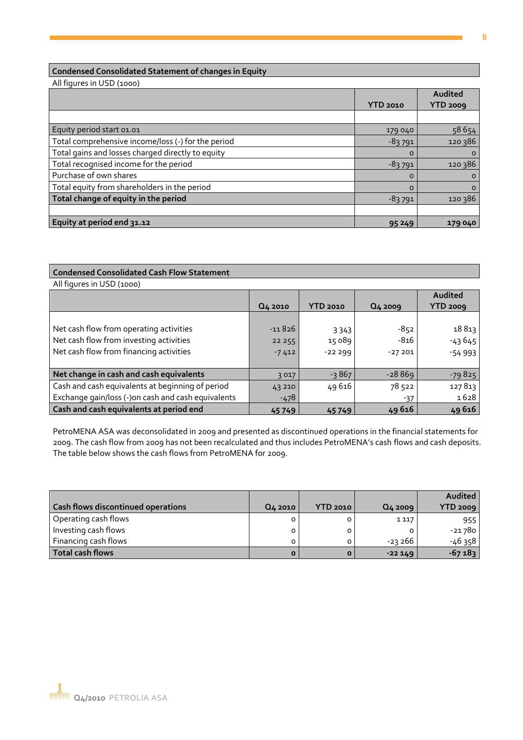## Condensed Consolidated Statement of changes in Equity

All figures in USD (1000)

| | YTD 2010 | Audited YTD 2009 |
|---|---|---|
| Equity period start 01.01 | 179 040 | 58 654 |
| Total comprehensive income/loss (-) for the period | -83 791 | 120 386 |
| Total gains and losses charged directly to equity | 0 | 0 |
| Total recognised income for the period | -83 791 | 120 386 |
| Purchase of own shares | 0 | 0 |
| Total equity from shareholders in the period | 0 | 0 |
| **Total change of equity in the period** | -83 791 | 120 386 |
| **Equity at period end 31.12** | **95 249** | **179 040** |

## Condensed Consolidated Cash Flow Statement

All figures in USD (1000)

| | Q4 2010 | YTD 2010 | Q4 2009 | Audited YTD 2009 |
|---|---|---|---|---|
| Net cash flow from operating activities | -11 826 | 3 343 | -852 | 18 813 |
| Net cash flow from investing activities | 22 255 | 15 089 | -816 | -43 645 |
| Net cash flow from financing activities | -7 412 | -22 299 | -27 201 | -54 993 |
| **Net change in cash and cash equivalents** | 3 017 | -3 867 | -28 869 | -79 825 |
| Cash and cash equivalents at beginning of period | 43 210 | 49 616 | 78 522 | 127 813 |
| Exchange gain/loss (-)on cash and cash equivalents | -478 | | -37 | 1 628 |
| **Cash and cash equivalents at period end** | **45 749** | **45 749** | **49 616** | **49 616** |

PetroMENA ASA was deconsolidated in 2009 and presented as discontinued operations in the financial statements for 2009. The cash flow from 2009 has not been recalculated and thus includes PetroMENA's cash flows and cash deposits. The table below shows the cash flows from PetroMENA for 2009.

| Cash flows discontinued operations | Q4 2010 | YTD 2010 | Q4 2009 | Audited YTD 2009 |
|---|---|---|---|---|
| Operating cash flows | 0 | 0 | 1 117 | 955 |
| Investing cash flows | 0 | 0 | 0 | -21 780 |
| Financing cash flows | 0 | 0 | -23 266 | -46 358 |
| **Total cash flows** | **0** | **0** | **-22 149** | **-67 183** |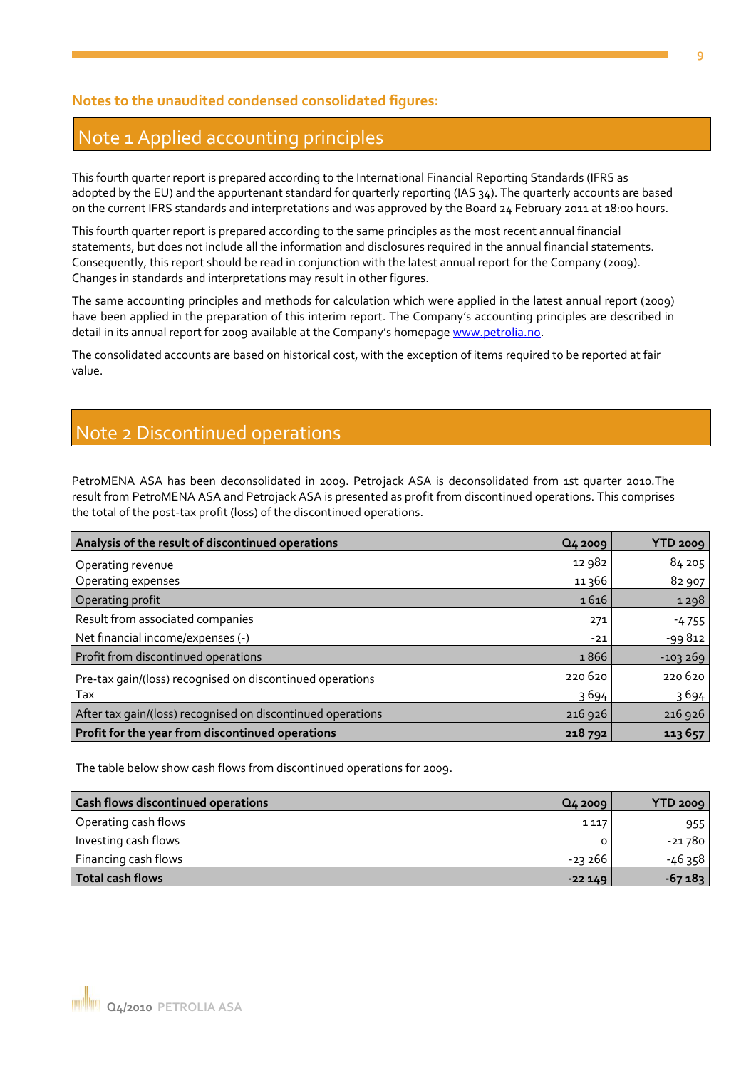**Notes to the unaudited condensed consolidated figures:**

## Note 1 Applied accounting principles

This fourth quarter report is prepared according to the International Financial Reporting Standards (IFRS as adopted by the EU) and the appurtenant standard for quarterly reporting (IAS 34). The quarterly accounts are based on the current IFRS standards and interpretations and was approved by the Board 24 February 2011 at 18:00 hours.

This fourth quarter report is prepared according to the same principles as the most recent annual financial statements, but does not include all the information and disclosures required in the annual financial statements. Consequently, this report should be read in conjunction with the latest annual report for the Company (2009). Changes in standards and interpretations may result in other figures.

The same accounting principles and methods for calculation which were applied in the latest annual report (2009) have been applied in the preparation of this interim report. The Company's accounting principles are described in detail in its annual report for 2009 available at the Company's homepage www.petrolia.no.

The consolidated accounts are based on historical cost, with the exception of items required to be reported at fair value.

## Note 2 Discontinued operations

PetroMENA ASA has been deconsolidated in 2009. Petrojack ASA is deconsolidated from 1st quarter 2010.The result from PetroMENA ASA and Petrojack ASA is presented as profit from discontinued operations. This comprises the total of the post-tax profit (loss) of the discontinued operations.

| Analysis of the result of discontinued operations | Q4 2009 | YTD 2009 |
|---|---|---|
| Operating revenue | 12 982 | 84 205 |
| Operating expenses | 11 366 | 82 907 |
| Operating profit | 1 616 | 1 298 |
| Result from associated companies | 271 | -4 755 |
| Net financial income/expenses (-) | -21 | -99 812 |
| Profit from discontinued operations | 1 866 | -103 269 |
| Pre-tax gain/(loss) recognised on discontinued operations | 220 620 | 220 620 |
| Tax | 3 694 | 3 694 |
| After tax gain/(loss) recognised on discontinued operations | 216 926 | 216 926 |
| **Profit for the year from discontinued operations** | **218 792** | **113 657** |

The table below show cash flows from discontinued operations for 2009.

| Cash flows discontinued operations | Q4 2009 | YTD 2009 |
|---|---|---|
| Operating cash flows | 1 117 | 955 |
| Investing cash flows | 0 | -21 780 |
| Financing cash flows | -23 266 | -46 358 |
| **Total cash flows** | **-22 149** | **-67 183** |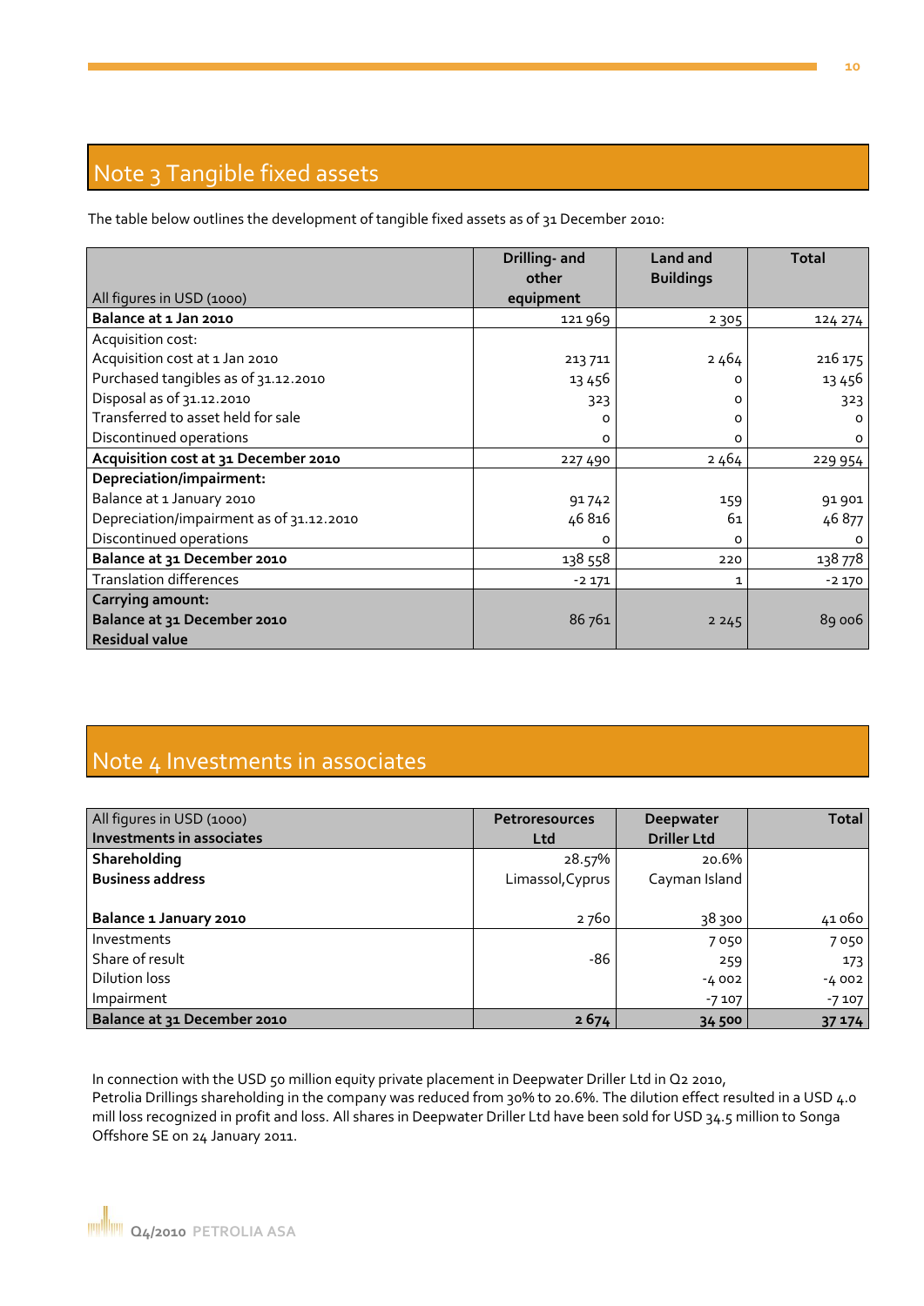## Note 3 Tangible fixed assets

The table below outlines the development of tangible fixed assets as of 31 December 2010:

| All figures in USD (1000) | Drilling- and other equipment | Land and Buildings | Total |
|---|---|---|---|
| **Balance at 1 Jan 2010** | 121 969 | 2 305 | 124 274 |
| Acquisition cost: | | | |
| Acquisition cost at 1 Jan 2010 | 213 711 | 2 464 | 216 175 |
| Purchased tangibles as of 31.12.2010 | 13 456 | 0 | 13 456 |
| Disposal as of 31.12.2010 | 323 | 0 | 323 |
| Transferred to asset held for sale | 0 | 0 | 0 |
| Discontinued operations | 0 | 0 | 0 |
| **Acquisition cost at 31 December 2010** | 227 490 | 2 464 | 229 954 |
| **Depreciation/impairment:** | | | |
| Balance at 1 January 2010 | 91 742 | 159 | 91 901 |
| Depreciation/impairment as of 31.12.2010 | 46 816 | 61 | 46 877 |
| Discontinued operations | 0 | 0 | 0 |
| **Balance at 31 December 2010** | 138 558 | 220 | 138 778 |
| Translation differences | -2 171 | 1 | -2 170 |
| **Carrying amount: Balance at 31 December 2010 Residual value** | 86 761 | 2 245 | 89 006 |

## Note 4 Investments in associates

| All figures in USD (1000) **Investments in associates** | Petroresources Ltd | Deepwater Driller Ltd | Total |
|---|---|---|---|
| **Shareholding** | 28.57% | 20.6% | |
| **Business address** | Limassol,Cyprus | Cayman Island | |
| **Balance 1 January 2010** | 2 760 | 38 300 | 41 060 |
| Investments | | 7 050 | 7 050 |
| Share of result | -86 | 259 | 173 |
| Dilution loss | | -4 002 | -4 002 |
| Impairment | | -7 107 | -7 107 |
| **Balance at 31 December 2010** | **2 674** | **34 500** | **37 174** |

In connection with the USD 50 million equity private placement in Deepwater Driller Ltd in Q2 2010, Petrolia Drillings shareholding in the company was reduced from 30% to 20.6%. The dilution effect resulted in a USD 4.0 mill loss recognized in profit and loss. All shares in Deepwater Driller Ltd have been sold for USD 34.5 million to Songa Offshore SE on 24 January 2011.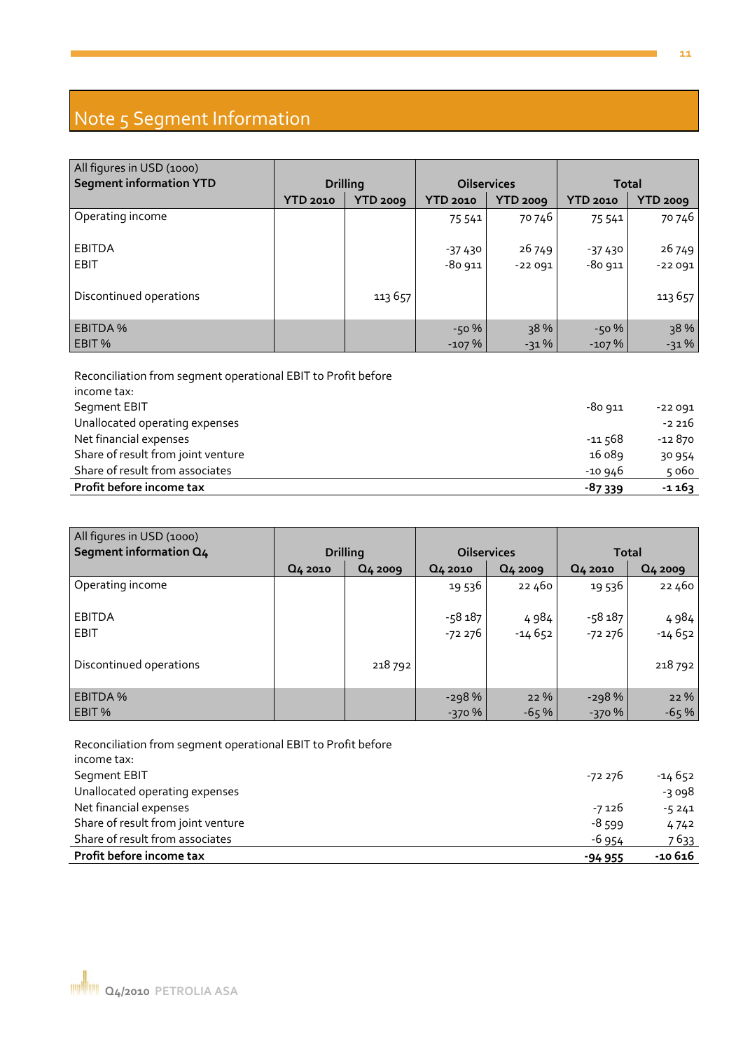# Note 5 Segment Information

| All figures in USD (1000)<br>**Segment information YTD** | **Drilling** | | **Oilservices** | | **Total** | |
|---|---|---|---|---|---|---|
| | **YTD 2010** | **YTD 2009** | **YTD 2010** | **YTD 2009** | **YTD 2010** | **YTD 2009** |
| Operating income | | | 75 541 | 70 746 | 75 541 | 70 746 |
| EBITDA | | | -37 430 | 26 749 | -37 430 | 26 749 |
| EBIT | | | -80 911 | -22 091 | -80 911 | -22 091 |
| Discontinued operations | | 113 657 | | | | 113 657 |
| EBITDA % | | | -50 % | 38 % | -50 % | 38 % |
| EBIT % | | | -107 % | -31 % | -107 % | -31 % |

| Reconciliation from segment operational EBIT to Profit before income tax: | | |
|---|---|---|
| Segment EBIT | -80 911 | -22 091 |
| Unallocated operating expenses | | -2 216 |
| Net financial expenses | -11 568 | -12 870 |
| Share of result from joint venture | 16 089 | 30 954 |
| Share of result from associates | -10 946 | 5 060 |
| **Profit before income tax** | **-87 339** | **-1 163** |

| All figures in USD (1000)<br>**Segment information Q4** | **Drilling** | | **Oilservices** | | **Total** | |
|---|---|---|---|---|---|---|
| | **Q4 2010** | **Q4 2009** | **Q4 2010** | **Q4 2009** | **Q4 2010** | **Q4 2009** |
| Operating income | | | 19 536 | 22 460 | 19 536 | 22 460 |
| EBITDA | | | -58 187 | 4 984 | -58 187 | 4 984 |
| EBIT | | | -72 276 | -14 652 | -72 276 | -14 652 |
| Discontinued operations | | 218 792 | | | | 218 792 |
| EBITDA % | | | -298 % | 22 % | -298 % | 22 % |
| EBIT % | | | -370 % | -65 % | -370 % | -65 % |

| Reconciliation from segment operational EBIT to Profit before income tax: | | |
|---|---|---|
| Segment EBIT | -72 276 | -14 652 |
| Unallocated operating expenses | | -3 098 |
| Net financial expenses | -7 126 | -5 241 |
| Share of result from joint venture | -8 599 | 4 742 |
| Share of result from associates | -6 954 | 7 633 |
| **Profit before income tax** | **-94 955** | **-10 616** |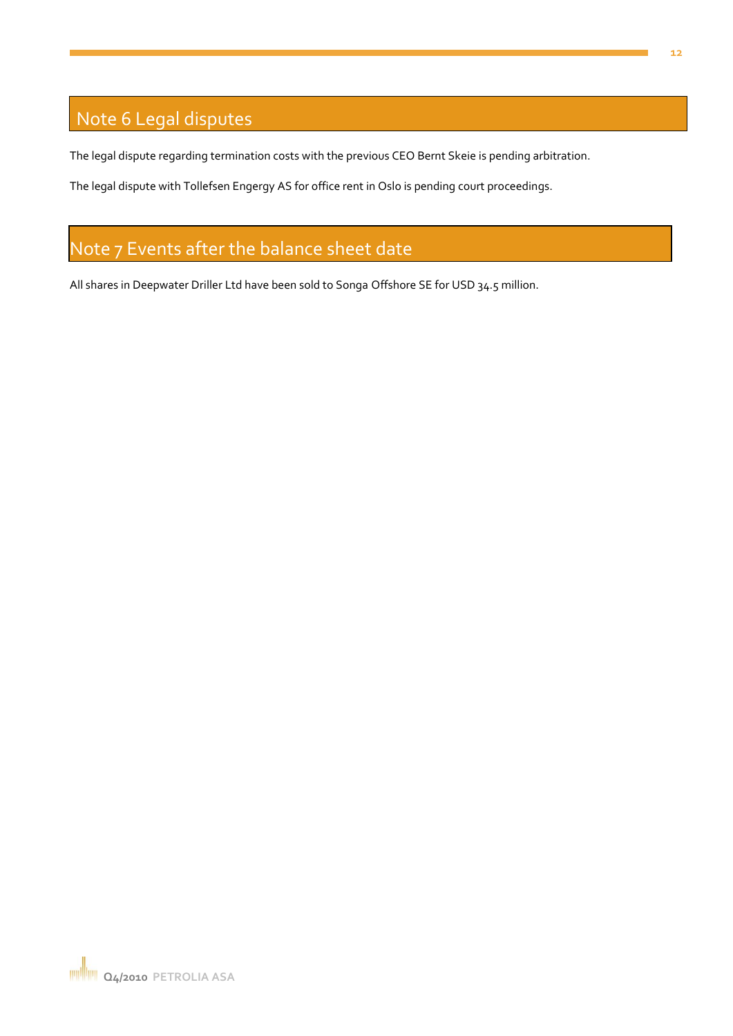## Note 6 Legal disputes

The legal dispute regarding termination costs with the previous CEO Bernt Skeie is pending arbitration.

The legal dispute with Tollefsen Engergy AS for office rent in Oslo is pending court proceedings.

## Note 7 Events after the balance sheet date

All shares in Deepwater Driller Ltd have been sold to Songa Offshore SE for USD 34.5 million.